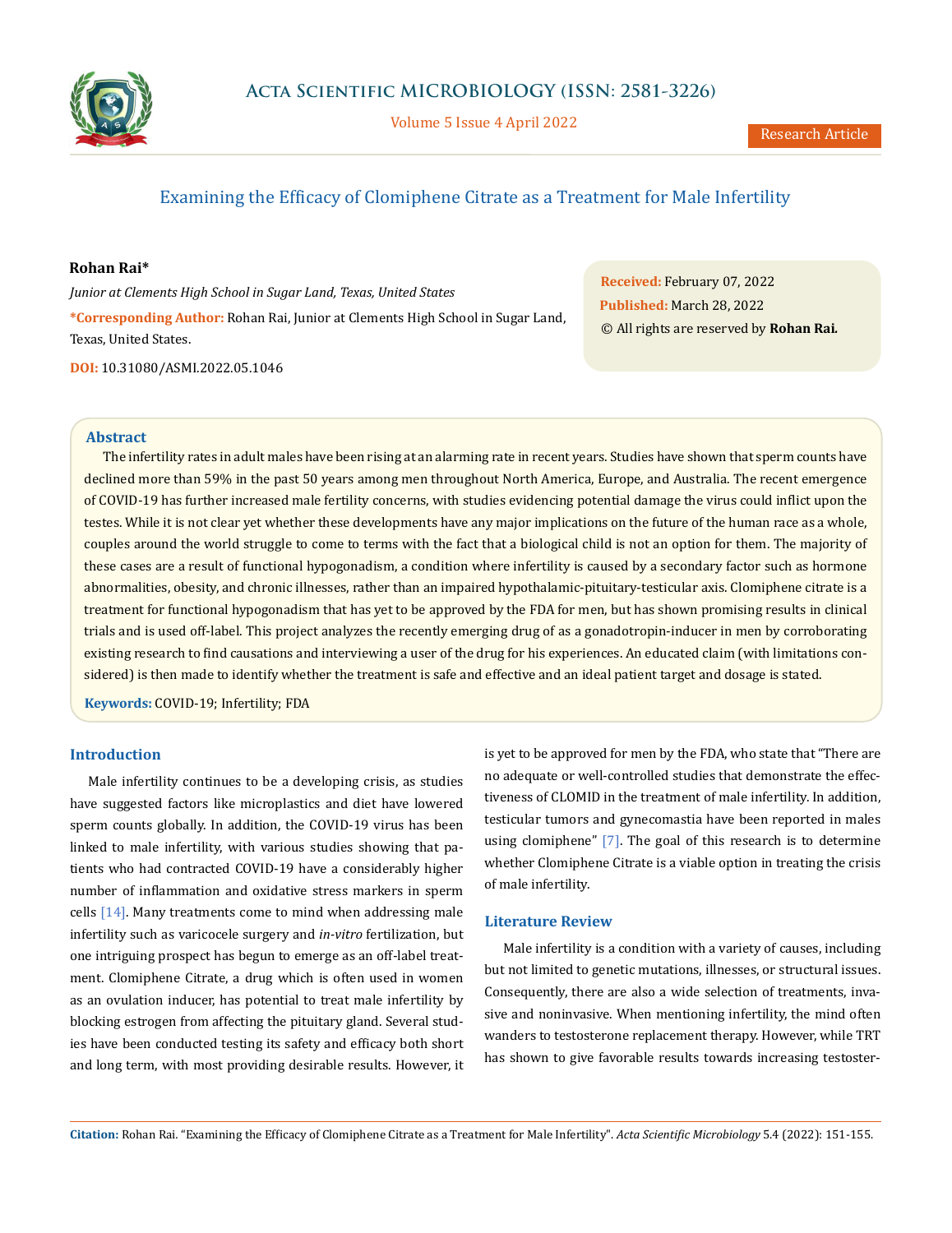# Examining the Efficacy of Clomiphene Citrate as a Treatment for Male Infertility

**Rohan Rai***

*Junior at Clements High School in Sugar Land, Texas, United States*

***Corresponding Author:** Rohan Rai, Junior at Clements High School in Sugar Land, Texas, United States.

**DOI:** 10.31080/ASMI.2022.05.1046

**Received:** February 07, 2022
**Published:** March 28, 2022
© All rights are reserved by **Rohan Rai.**

## Abstract

The infertility rates in adult males have been rising at an alarming rate in recent years. Studies have shown that sperm counts have declined more than 59% in the past 50 years among men throughout North America, Europe, and Australia. The recent emergence of COVID-19 has further increased male fertility concerns, with studies evidencing potential damage the virus could inflict upon the testes. While it is not clear yet whether these developments have any major implications on the future of the human race as a whole, couples around the world struggle to come to terms with the fact that a biological child is not an option for them. The majority of these cases are a result of functional hypogonadism, a condition where infertility is caused by a secondary factor such as hormone abnormalities, obesity, and chronic illnesses, rather than an impaired hypothalamic-pituitary-testicular axis. Clomiphene citrate is a treatment for functional hypogonadism that has yet to be approved by the FDA for men, but has shown promising results in clinical trials and is used off-label. This project analyzes the recently emerging drug of as a gonadotropin-inducer in men by corroborating existing research to find causations and interviewing a user of the drug for his experiences. An educated claim (with limitations considered) is then made to identify whether the treatment is safe and effective and an ideal patient target and dosage is stated.

**Keywords:** COVID-19; Infertility; FDA

## Introduction

Male infertility continues to be a developing crisis, as studies have suggested factors like microplastics and diet have lowered sperm counts globally. In addition, the COVID-19 virus has been linked to male infertility, with various studies showing that patients who had contracted COVID-19 have a considerably higher number of inflammation and oxidative stress markers in sperm cells [14]. Many treatments come to mind when addressing male infertility such as varicocele surgery and *in-vitro* fertilization, but one intriguing prospect has begun to emerge as an off-label treatment. Clomiphene Citrate, a drug which is often used in women as an ovulation inducer, has potential to treat male infertility by blocking estrogen from affecting the pituitary gland. Several studies have been conducted testing its safety and efficacy both short and long term, with most providing desirable results. However, it is yet to be approved for men by the FDA, who state that "There are no adequate or well-controlled studies that demonstrate the effectiveness of CLOMID in the treatment of male infertility. In addition, testicular tumors and gynecomastia have been reported in males using clomiphene" [7]. The goal of this research is to determine whether Clomiphene Citrate is a viable option in treating the crisis of male infertility.

## Literature Review

Male infertility is a condition with a variety of causes, including but not limited to genetic mutations, illnesses, or structural issues. Consequently, there are also a wide selection of treatments, invasive and noninvasive. When mentioning infertility, the mind often wanders to testosterone replacement therapy. However, while TRT has shown to give favorable results towards increasing testoster-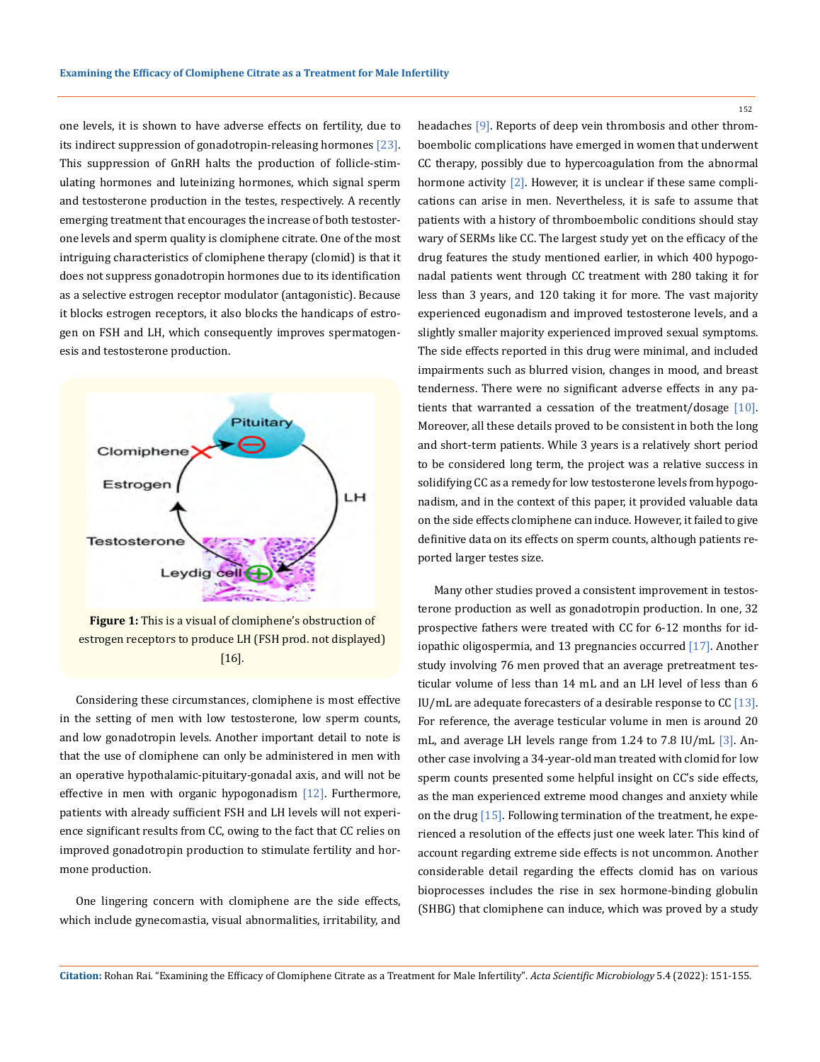one levels, it is shown to have adverse effects on fertility, due to its indirect suppression of gonadotropin-releasing hormones [23]. This suppression of GnRH halts the production of follicle-stimulating hormones and luteinizing hormones, which signal sperm and testosterone production in the testes, respectively. A recently emerging treatment that encourages the increase of both testosterone levels and sperm quality is clomiphene citrate. One of the most intriguing characteristics of clomiphene therapy (clomid) is that it does not suppress gonadotropin hormones due to its identification as a selective estrogen receptor modulator (antagonistic). Because it blocks estrogen receptors, it also blocks the handicaps of estrogen on FSH and LH, which consequently improves spermatogenesis and testosterone production.

**Figure 1:** This is a visual of clomiphene's obstruction of estrogen receptors to produce LH (FSH prod. not displayed) [16].

Considering these circumstances, clomiphene is most effective in the setting of men with low testosterone, low sperm counts, and low gonadotropin levels. Another important detail to note is that the use of clomiphene can only be administered in men with an operative hypothalamic-pituitary-gonadal axis, and will not be effective in men with organic hypogonadism [12]. Furthermore, patients with already sufficient FSH and LH levels will not experience significant results from CC, owing to the fact that CC relies on improved gonadotropin production to stimulate fertility and hormone production.

One lingering concern with clomiphene are the side effects, which include gynecomastia, visual abnormalities, irritability, and headaches [9]. Reports of deep vein thrombosis and other thromboembolic complications have emerged in women that underwent CC therapy, possibly due to hypercoagulation from the abnormal hormone activity [2]. However, it is unclear if these same complications can arise in men. Nevertheless, it is safe to assume that patients with a history of thromboembolic conditions should stay wary of SERMs like CC. The largest study yet on the efficacy of the drug features the study mentioned earlier, in which 400 hypogonadal patients went through CC treatment with 280 taking it for less than 3 years, and 120 taking it for more. The vast majority experienced eugonadism and improved testosterone levels, and a slightly smaller majority experienced improved sexual symptoms. The side effects reported in this drug were minimal, and included impairments such as blurred vision, changes in mood, and breast tenderness. There were no significant adverse effects in any patients that warranted a cessation of the treatment/dosage [10]. Moreover, all these details proved to be consistent in both the long and short-term patients. While 3 years is a relatively short period to be considered long term, the project was a relative success in solidifying CC as a remedy for low testosterone levels from hypogonadism, and in the context of this paper, it provided valuable data on the side effects clomiphene can induce. However, it failed to give definitive data on its effects on sperm counts, although patients reported larger testes size.

Many other studies proved a consistent improvement in testosterone production as well as gonadotropin production. In one, 32 prospective fathers were treated with CC for 6-12 months for idiopathic oligospermia, and 13 pregnancies occurred [17]. Another study involving 76 men proved that an average pretreatment testicular volume of less than 14 mL and an LH level of less than 6 IU/mL are adequate forecasters of a desirable response to CC [13]. For reference, the average testicular volume in men is around 20 mL, and average LH levels range from 1.24 to 7.8 IU/mL [3]. Another case involving a 34-year-old man treated with clomid for low sperm counts presented some helpful insight on CC's side effects, as the man experienced extreme mood changes and anxiety while on the drug [15]. Following termination of the treatment, he experienced a resolution of the effects just one week later. This kind of account regarding extreme side effects is not uncommon. Another considerable detail regarding the effects clomid has on various bioprocesses includes the rise in sex hormone-binding globulin (SHBG) that clomiphene can induce, which was proved by a study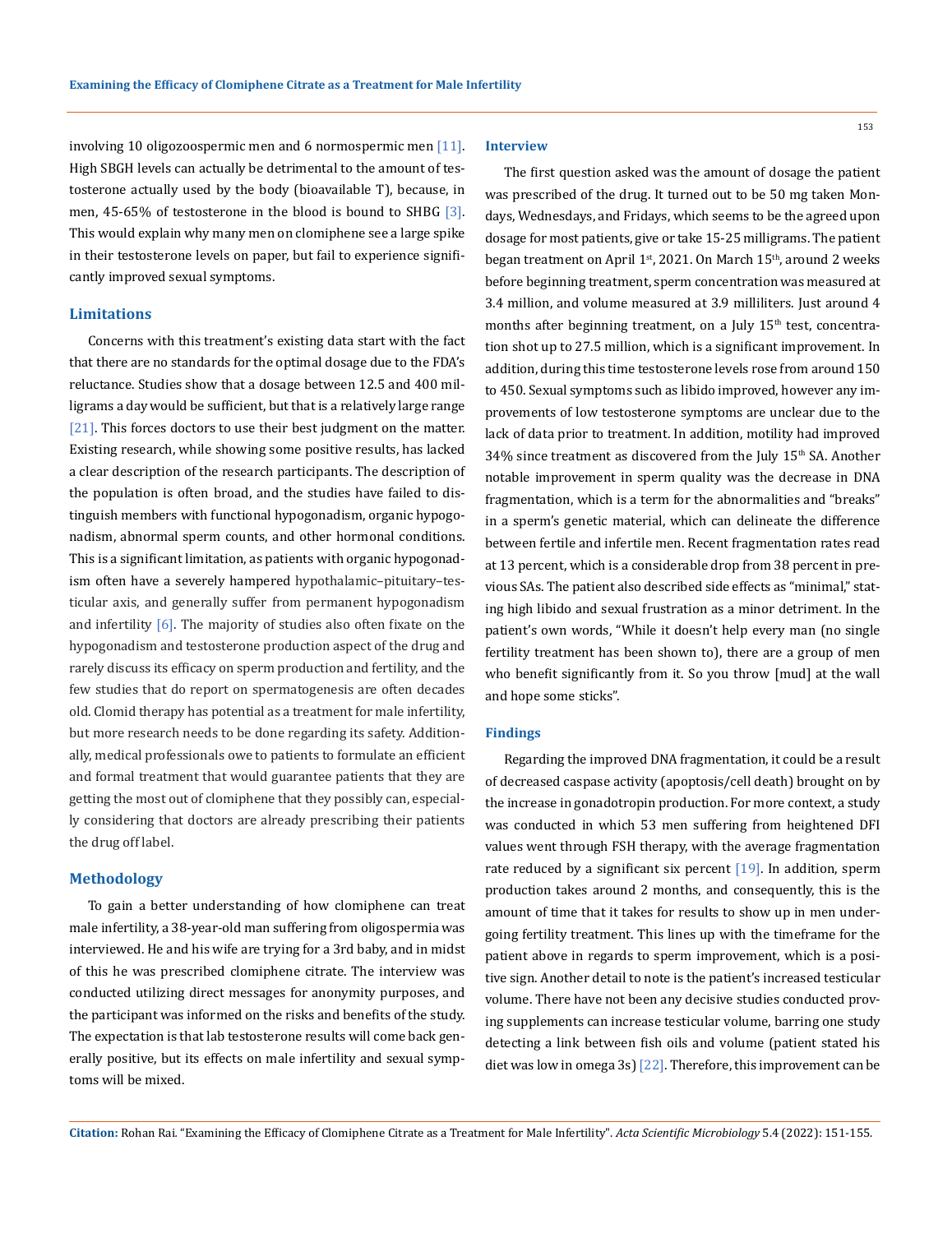involving 10 oligozoospermic men and 6 normospermic men [11]. High SBGH levels can actually be detrimental to the amount of testosterone actually used by the body (bioavailable T), because, in men, 45-65% of testosterone in the blood is bound to SHBG [3]. This would explain why many men on clomiphene see a large spike in their testosterone levels on paper, but fail to experience significantly improved sexual symptoms.

## Limitations

Concerns with this treatment's existing data start with the fact that there are no standards for the optimal dosage due to the FDA's reluctance. Studies show that a dosage between 12.5 and 400 milligrams a day would be sufficient, but that is a relatively large range [21]. This forces doctors to use their best judgment on the matter. Existing research, while showing some positive results, has lacked a clear description of the research participants. The description of the population is often broad, and the studies have failed to distinguish members with functional hypogonadism, organic hypogonadism, abnormal sperm counts, and other hormonal conditions. This is a significant limitation, as patients with organic hypogonadism often have a severely hampered hypothalamic–pituitary–testicular axis, and generally suffer from permanent hypogonadism and infertility [6]. The majority of studies also often fixate on the hypogonadism and testosterone production aspect of the drug and rarely discuss its efficacy on sperm production and fertility, and the few studies that do report on spermatogenesis are often decades old. Clomid therapy has potential as a treatment for male infertility, but more research needs to be done regarding its safety. Additionally, medical professionals owe to patients to formulate an efficient and formal treatment that would guarantee patients that they are getting the most out of clomiphene that they possibly can, especially considering that doctors are already prescribing their patients the drug off label.

## Methodology

To gain a better understanding of how clomiphene can treat male infertility, a 38-year-old man suffering from oligospermia was interviewed. He and his wife are trying for a 3rd baby, and in midst of this he was prescribed clomiphene citrate. The interview was conducted utilizing direct messages for anonymity purposes, and the participant was informed on the risks and benefits of the study. The expectation is that lab testosterone results will come back generally positive, but its effects on male infertility and sexual symptoms will be mixed.

## Interview

The first question asked was the amount of dosage the patient was prescribed of the drug. It turned out to be 50 mg taken Mondays, Wednesdays, and Fridays, which seems to be the agreed upon dosage for most patients, give or take 15-25 milligrams. The patient began treatment on April 1st, 2021. On March 15th, around 2 weeks before beginning treatment, sperm concentration was measured at 3.4 million, and volume measured at 3.9 milliliters. Just around 4 months after beginning treatment, on a July 15th test, concentration shot up to 27.5 million, which is a significant improvement. In addition, during this time testosterone levels rose from around 150 to 450. Sexual symptoms such as libido improved, however any improvements of low testosterone symptoms are unclear due to the lack of data prior to treatment. In addition, motility had improved 34% since treatment as discovered from the July 15th SA. Another notable improvement in sperm quality was the decrease in DNA fragmentation, which is a term for the abnormalities and "breaks" in a sperm's genetic material, which can delineate the difference between fertile and infertile men. Recent fragmentation rates read at 13 percent, which is a considerable drop from 38 percent in previous SAs. The patient also described side effects as "minimal," stating high libido and sexual frustration as a minor detriment. In the patient's own words, "While it doesn't help every man (no single fertility treatment has been shown to), there are a group of men who benefit significantly from it. So you throw [mud] at the wall and hope some sticks".

## Findings

Regarding the improved DNA fragmentation, it could be a result of decreased caspase activity (apoptosis/cell death) brought on by the increase in gonadotropin production. For more context, a study was conducted in which 53 men suffering from heightened DFI values went through FSH therapy, with the average fragmentation rate reduced by a significant six percent [19]. In addition, sperm production takes around 2 months, and consequently, this is the amount of time that it takes for results to show up in men undergoing fertility treatment. This lines up with the timeframe for the patient above in regards to sperm improvement, which is a positive sign. Another detail to note is the patient's increased testicular volume. There have not been any decisive studies conducted proving supplements can increase testicular volume, barring one study detecting a link between fish oils and volume (patient stated his diet was low in omega 3s) [22]. Therefore, this improvement can be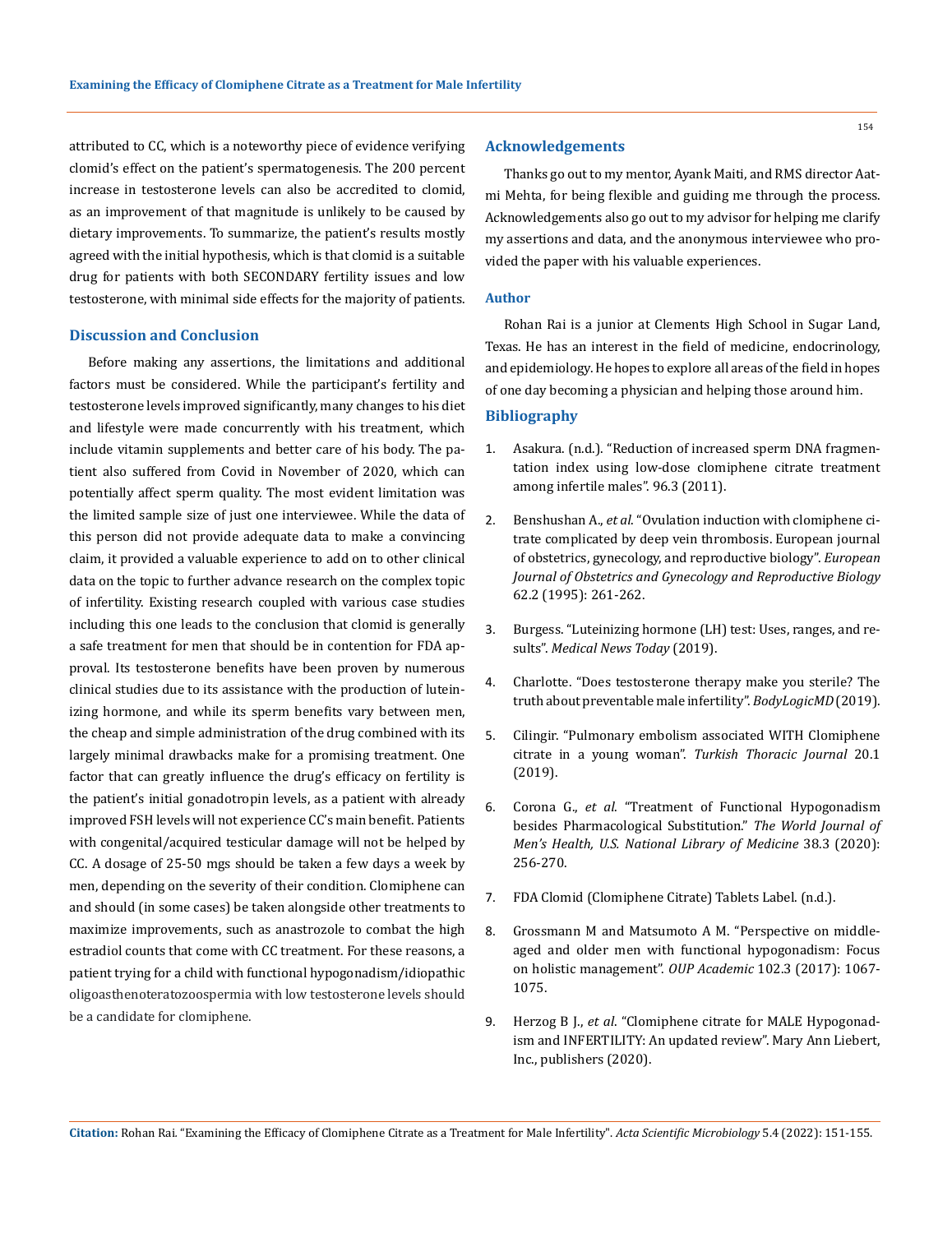attributed to CC, which is a noteworthy piece of evidence verifying clomid's effect on the patient's spermatogenesis. The 200 percent increase in testosterone levels can also be accredited to clomid, as an improvement of that magnitude is unlikely to be caused by dietary improvements. To summarize, the patient's results mostly agreed with the initial hypothesis, which is that clomid is a suitable drug for patients with both SECONDARY fertility issues and low testosterone, with minimal side effects for the majority of patients.

## Discussion and Conclusion

Before making any assertions, the limitations and additional factors must be considered. While the participant's fertility and testosterone levels improved significantly, many changes to his diet and lifestyle were made concurrently with his treatment, which include vitamin supplements and better care of his body. The patient also suffered from Covid in November of 2020, which can potentially affect sperm quality. The most evident limitation was the limited sample size of just one interviewee. While the data of this person did not provide adequate data to make a convincing claim, it provided a valuable experience to add on to other clinical data on the topic to further advance research on the complex topic of infertility. Existing research coupled with various case studies including this one leads to the conclusion that clomid is generally a safe treatment for men that should be in contention for FDA approval. Its testosterone benefits have been proven by numerous clinical studies due to its assistance with the production of luteinizing hormone, and while its sperm benefits vary between men, the cheap and simple administration of the drug combined with its largely minimal drawbacks make for a promising treatment. One factor that can greatly influence the drug's efficacy on fertility is the patient's initial gonadotropin levels, as a patient with already improved FSH levels will not experience CC's main benefit. Patients with congenital/acquired testicular damage will not be helped by CC. A dosage of 25-50 mgs should be taken a few days a week by men, depending on the severity of their condition. Clomiphene can and should (in some cases) be taken alongside other treatments to maximize improvements, such as anastrozole to combat the high estradiol counts that come with CC treatment. For these reasons, a patient trying for a child with functional hypogonadism/idiopathic oligoasthenoteratozoospermia with low testosterone levels should be a candidate for clomiphene.

## Acknowledgements

Thanks go out to my mentor, Ayank Maiti, and RMS director Aatmi Mehta, for being flexible and guiding me through the process. Acknowledgements also go out to my advisor for helping me clarify my assertions and data, and the anonymous interviewee who provided the paper with his valuable experiences.

## Author

Rohan Rai is a junior at Clements High School in Sugar Land, Texas. He has an interest in the field of medicine, endocrinology, and epidemiology. He hopes to explore all areas of the field in hopes of one day becoming a physician and helping those around him.

## Bibliography

1. Asakura. (n.d.). "Reduction of increased sperm DNA fragmentation index using low-dose clomiphene citrate treatment among infertile males". 96.3 (2011).
2. Benshushan A., *et al*. "Ovulation induction with clomiphene citrate complicated by deep vein thrombosis. European journal of obstetrics, gynecology, and reproductive biology". *European Journal of Obstetrics and Gynecology and Reproductive Biology* 62.2 (1995): 261-262.
3. Burgess. "Luteinizing hormone (LH) test: Uses, ranges, and results". *Medical News Today* (2019).
4. Charlotte. "Does testosterone therapy make you sterile? The truth about preventable male infertility". *BodyLogicMD* (2019).
5. Cilingir. "Pulmonary embolism associated WITH Clomiphene citrate in a young woman". *Turkish Thoracic Journal* 20.1 (2019).
6. Corona G., *et al*. "Treatment of Functional Hypogonadism besides Pharmacological Substitution." *The World Journal of Men's Health, U.S. National Library of Medicine* 38.3 (2020): 256-270.
7. FDA Clomid (Clomiphene Citrate) Tablets Label. (n.d.).
8. Grossmann M and Matsumoto A M. "Perspective on middle-aged and older men with functional hypogonadism: Focus on holistic management". *OUP Academic* 102.3 (2017): 1067-1075.
9. Herzog B J., *et al*. "Clomiphene citrate for MALE Hypogonadism and INFERTILITY: An updated review". Mary Ann Liebert, Inc., publishers (2020).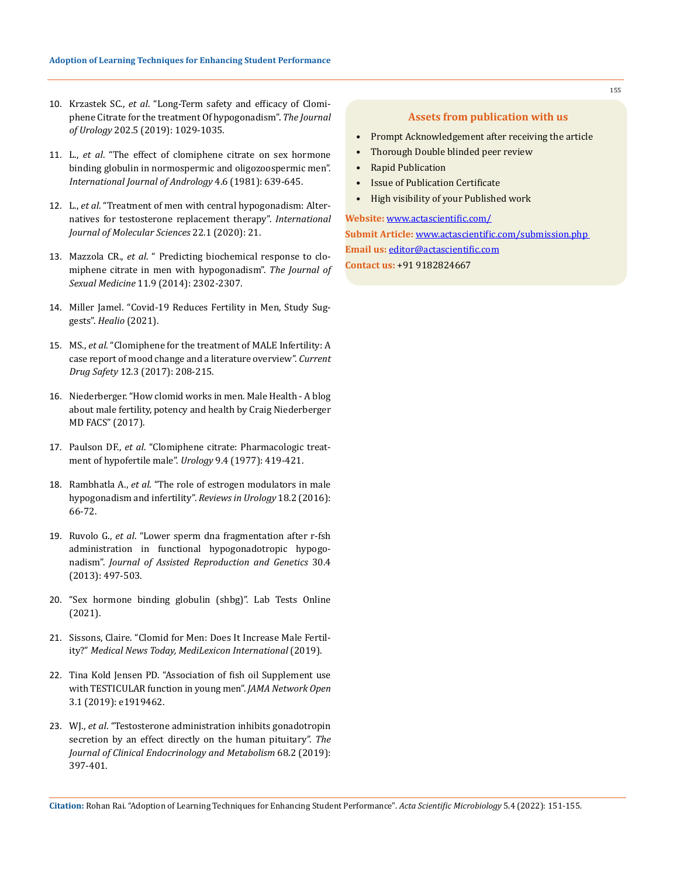10. Krzastek SC., *et al*. "Long-Term safety and efficacy of Clomiphene Citrate for the treatment Of hypogonadism". *The Journal of Urology* 202.5 (2019): 1029-1035.

11. L., *et al*. "The effect of clomiphene citrate on sex hormone binding globulin in normospermic and oligozoospermic men". *International Journal of Andrology* 4.6 (1981): 639-645.

12. L., *et al*. "Treatment of men with central hypogonadism: Alternatives for testosterone replacement therapy". *International Journal of Molecular Sciences* 22.1 (2020): 21.

13. Mazzola CR., *et al*. " Predicting biochemical response to clomiphene citrate in men with hypogonadism". *The Journal of Sexual Medicine* 11.9 (2014): 2302-2307.

14. Miller Jamel. "Covid-19 Reduces Fertility in Men, Study Suggests". *Healio* (2021).

15. MS., *et al*. "Clomiphene for the treatment of MALE Infertility: A case report of mood change and a literature overview". *Current Drug Safety* 12.3 (2017): 208-215.

16. Niederberger. "How clomid works in men. Male Health - A blog about male fertility, potency and health by Craig Niederberger MD FACS" (2017).

17. Paulson DF., *et al*. "Clomiphene citrate: Pharmacologic treatment of hypofertile male". *Urology* 9.4 (1977): 419-421.

18. Rambhatla A., *et al*. "The role of estrogen modulators in male hypogonadism and infertility". *Reviews in Urology* 18.2 (2016): 66-72.

19. Ruvolo G., *et al*. "Lower sperm dna fragmentation after r-fsh administration in functional hypogonadotropic hypogonadism". *Journal of Assisted Reproduction and Genetics* 30.4 (2013): 497-503.

20. "Sex hormone binding globulin (shbg)". Lab Tests Online (2021).

21. Sissons, Claire. "Clomid for Men: Does It Increase Male Fertility?" *Medical News Today, MediLexicon International* (2019).

22. Tina Kold Jensen PD. "Association of fish oil Supplement use with TESTICULAR function in young men". *JAMA Network Open* 3.1 (2019): e1919462.

23. WJ., *et al*. "Testosterone administration inhibits gonadotropin secretion by an effect directly on the human pituitary". *The Journal of Clinical Endocrinology and Metabolism* 68.2 (2019): 397-401.

### Assets from publication with us

- Prompt Acknowledgement after receiving the article
- Thorough Double blinded peer review
- Rapid Publication
- Issue of Publication Certificate
- High visibility of your Published work

**Website:** www.actascientific.com/
**Submit Article:** www.actascientific.com/submission.php
**Email us:** editor@actascientific.com
**Contact us:** +91 9182824667